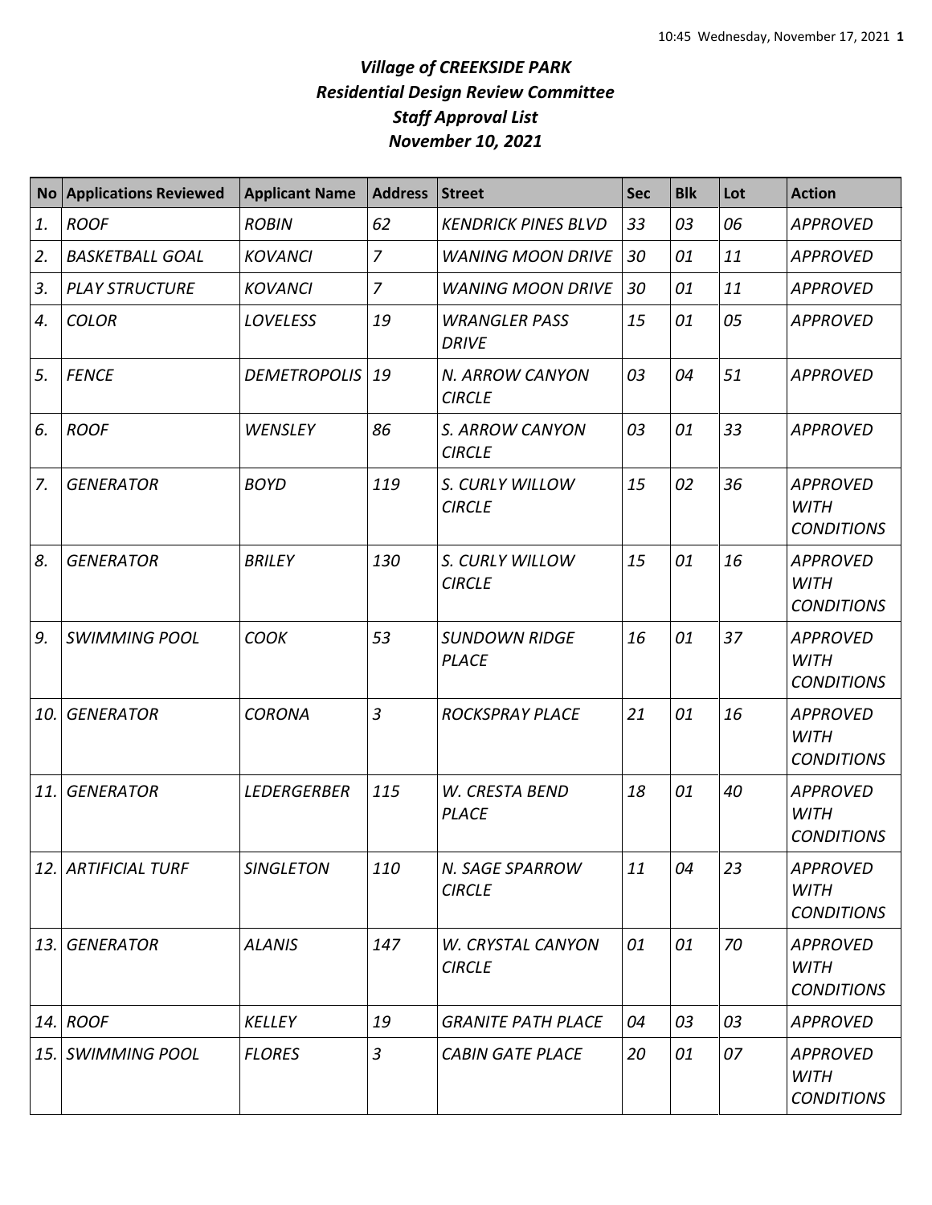# *Village of CREEKSIDE PARK*
## *Residential Design Review Committee*
## *Staff Approval List*
## *November 10, 2021*

| No | Applications Reviewed | Applicant Name | Address | Street | Sec | Blk | Lot | Action |
|---|---|---|---|---|---|---|---|---|
| *1.* | *ROOF* | *ROBIN* | *62* | *KENDRICK PINES BLVD* | *33* | *03* | *06* | *APPROVED* |
| *2.* | *BASKETBALL GOAL* | *KOVANCI* | *7* | *WANING MOON DRIVE* | *30* | *01* | *11* | *APPROVED* |
| *3.* | *PLAY STRUCTURE* | *KOVANCI* | *7* | *WANING MOON DRIVE* | *30* | *01* | *11* | *APPROVED* |
| *4.* | *COLOR* | *LOVELESS* | *19* | *WRANGLER PASS DRIVE* | *15* | *01* | *05* | *APPROVED* |
| *5.* | *FENCE* | *DEMETROPOLIS* | *19* | *N. ARROW CANYON CIRCLE* | *03* | *04* | *51* | *APPROVED* |
| *6.* | *ROOF* | *WENSLEY* | *86* | *S. ARROW CANYON CIRCLE* | *03* | *01* | *33* | *APPROVED* |
| *7.* | *GENERATOR* | *BOYD* | *119* | *S. CURLY WILLOW CIRCLE* | *15* | *02* | *36* | *APPROVED WITH CONDITIONS* |
| *8.* | *GENERATOR* | *BRILEY* | *130* | *S. CURLY WILLOW CIRCLE* | *15* | *01* | *16* | *APPROVED WITH CONDITIONS* |
| *9.* | *SWIMMING POOL* | *COOK* | *53* | *SUNDOWN RIDGE PLACE* | *16* | *01* | *37* | *APPROVED WITH CONDITIONS* |
| *10.* | *GENERATOR* | *CORONA* | *3* | *ROCKSPRAY PLACE* | *21* | *01* | *16* | *APPROVED WITH CONDITIONS* |
| *11.* | *GENERATOR* | *LEDERGERBER* | *115* | *W. CRESTA BEND PLACE* | *18* | *01* | *40* | *APPROVED WITH CONDITIONS* |
| *12.* | *ARTIFICIAL TURF* | *SINGLETON* | *110* | *N. SAGE SPARROW CIRCLE* | *11* | *04* | *23* | *APPROVED WITH CONDITIONS* |
| *13.* | *GENERATOR* | *ALANIS* | *147* | *W. CRYSTAL CANYON CIRCLE* | *01* | *01* | *70* | *APPROVED WITH CONDITIONS* |
| *14.* | *ROOF* | *KELLEY* | *19* | *GRANITE PATH PLACE* | *04* | *03* | *03* | *APPROVED* |
| *15.* | *SWIMMING POOL* | *FLORES* | *3* | *CABIN GATE PLACE* | *20* | *01* | *07* | *APPROVED WITH CONDITIONS* |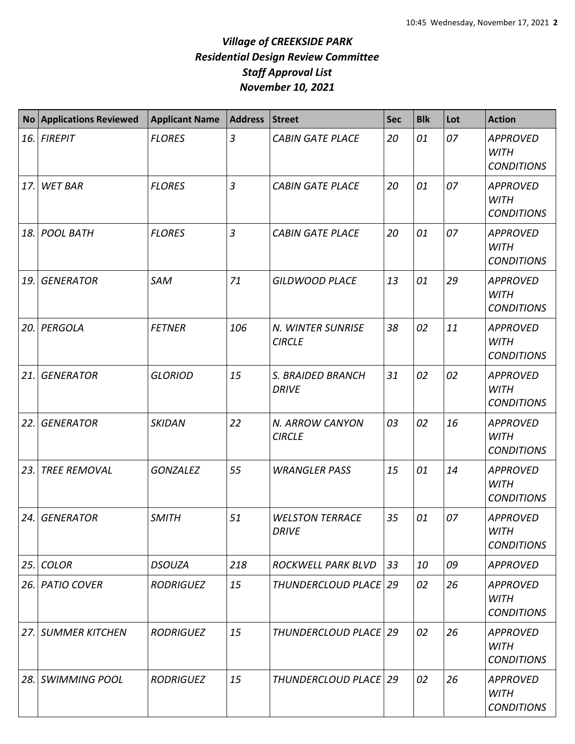# *Village of CREEKSIDE PARK*
## *Residential Design Review Committee*
## *Staff Approval List*
## *November 10, 2021*

| No | Applications Reviewed | Applicant Name | Address | Street | Sec | Blk | Lot | Action |
|---|---|---|---|---|---|---|---|---|
| *16.* | *FIREPIT* | *FLORES* | *3* | *CABIN GATE PLACE* | *20* | *01* | *07* | *APPROVED WITH CONDITIONS* |
| *17.* | *WET BAR* | *FLORES* | *3* | *CABIN GATE PLACE* | *20* | *01* | *07* | *APPROVED WITH CONDITIONS* |
| *18.* | *POOL BATH* | *FLORES* | *3* | *CABIN GATE PLACE* | *20* | *01* | *07* | *APPROVED WITH CONDITIONS* |
| *19.* | *GENERATOR* | *SAM* | *71* | *GILDWOOD PLACE* | *13* | *01* | *29* | *APPROVED WITH CONDITIONS* |
| *20.* | *PERGOLA* | *FETNER* | *106* | *N. WINTER SUNRISE CIRCLE* | *38* | *02* | *11* | *APPROVED WITH CONDITIONS* |
| *21.* | *GENERATOR* | *GLORIOD* | *15* | *S. BRAIDED BRANCH DRIVE* | *31* | *02* | *02* | *APPROVED WITH CONDITIONS* |
| *22.* | *GENERATOR* | *SKIDAN* | *22* | *N. ARROW CANYON CIRCLE* | *03* | *02* | *16* | *APPROVED WITH CONDITIONS* |
| *23.* | *TREE REMOVAL* | *GONZALEZ* | *55* | *WRANGLER PASS* | *15* | *01* | *14* | *APPROVED WITH CONDITIONS* |
| *24.* | *GENERATOR* | *SMITH* | *51* | *WELSTON TERRACE DRIVE* | *35* | *01* | *07* | *APPROVED WITH CONDITIONS* |
| *25.* | *COLOR* | *DSOUZA* | *218* | *ROCKWELL PARK BLVD* | *33* | *10* | *09* | *APPROVED* |
| *26.* | *PATIO COVER* | *RODRIGUEZ* | *15* | *THUNDERCLOUD PLACE* | *29* | *02* | *26* | *APPROVED WITH CONDITIONS* |
| *27.* | *SUMMER KITCHEN* | *RODRIGUEZ* | *15* | *THUNDERCLOUD PLACE* | *29* | *02* | *26* | *APPROVED WITH CONDITIONS* |
| *28.* | *SWIMMING POOL* | *RODRIGUEZ* | *15* | *THUNDERCLOUD PLACE* | *29* | *02* | *26* | *APPROVED WITH CONDITIONS* |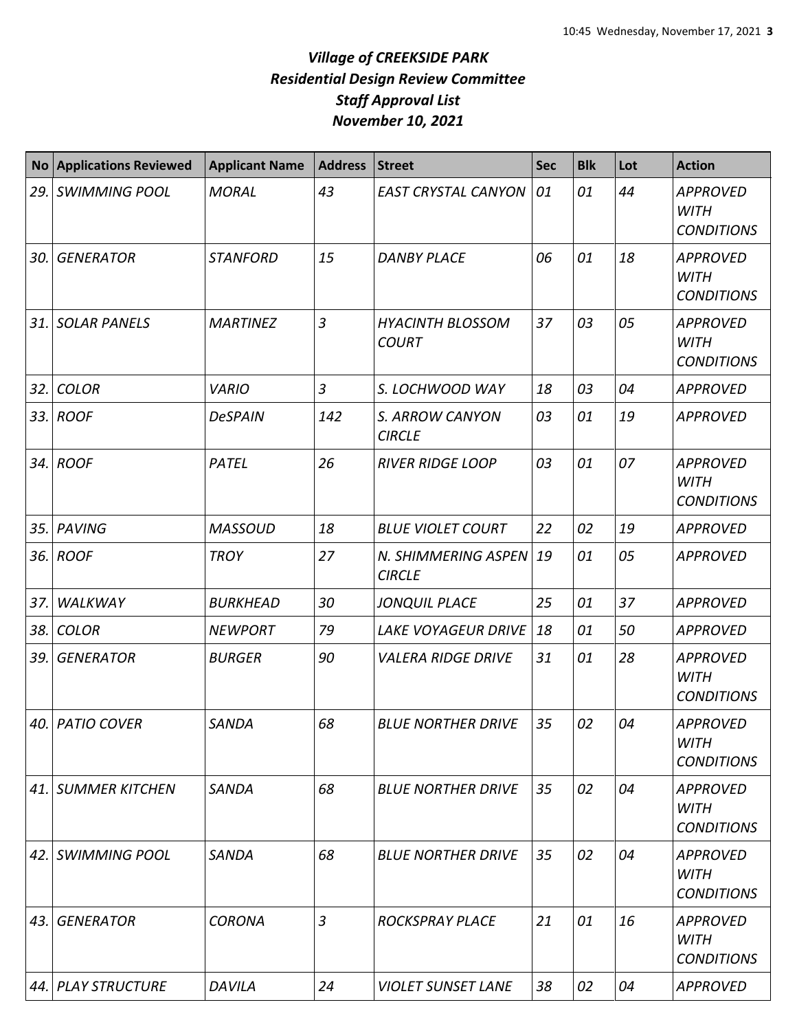# *Village of CREEKSIDE PARK*
## *Residential Design Review Committee*
## *Staff Approval List*
## *November 10, 2021*

| No | Applications Reviewed | Applicant Name | Address | Street | Sec | Blk | Lot | Action |
|---|---|---|---|---|---|---|---|---|
| 29. | SWIMMING POOL | MORAL | 43 | EAST CRYSTAL CANYON | 01 | 01 | 44 | APPROVED WITH CONDITIONS |
| 30. | GENERATOR | STANFORD | 15 | DANBY PLACE | 06 | 01 | 18 | APPROVED WITH CONDITIONS |
| 31. | SOLAR PANELS | MARTINEZ | 3 | HYACINTH BLOSSOM COURT | 37 | 03 | 05 | APPROVED WITH CONDITIONS |
| 32. | COLOR | VARIO | 3 | S. LOCHWOOD WAY | 18 | 03 | 04 | APPROVED |
| 33. | ROOF | DeSPAIN | 142 | S. ARROW CANYON CIRCLE | 03 | 01 | 19 | APPROVED |
| 34. | ROOF | PATEL | 26 | RIVER RIDGE LOOP | 03 | 01 | 07 | APPROVED WITH CONDITIONS |
| 35. | PAVING | MASSOUD | 18 | BLUE VIOLET COURT | 22 | 02 | 19 | APPROVED |
| 36. | ROOF | TROY | 27 | N. SHIMMERING ASPEN CIRCLE | 19 | 01 | 05 | APPROVED |
| 37. | WALKWAY | BURKHEAD | 30 | JONQUIL PLACE | 25 | 01 | 37 | APPROVED |
| 38. | COLOR | NEWPORT | 79 | LAKE VOYAGEUR DRIVE | 18 | 01 | 50 | APPROVED |
| 39. | GENERATOR | BURGER | 90 | VALERA RIDGE DRIVE | 31 | 01 | 28 | APPROVED WITH CONDITIONS |
| 40. | PATIO COVER | SANDA | 68 | BLUE NORTHER DRIVE | 35 | 02 | 04 | APPROVED WITH CONDITIONS |
| 41. | SUMMER KITCHEN | SANDA | 68 | BLUE NORTHER DRIVE | 35 | 02 | 04 | APPROVED WITH CONDITIONS |
| 42. | SWIMMING POOL | SANDA | 68 | BLUE NORTHER DRIVE | 35 | 02 | 04 | APPROVED WITH CONDITIONS |
| 43. | GENERATOR | CORONA | 3 | ROCKSPRAY PLACE | 21 | 01 | 16 | APPROVED WITH CONDITIONS |
| 44. | PLAY STRUCTURE | DAVILA | 24 | VIOLET SUNSET LANE | 38 | 02 | 04 | APPROVED |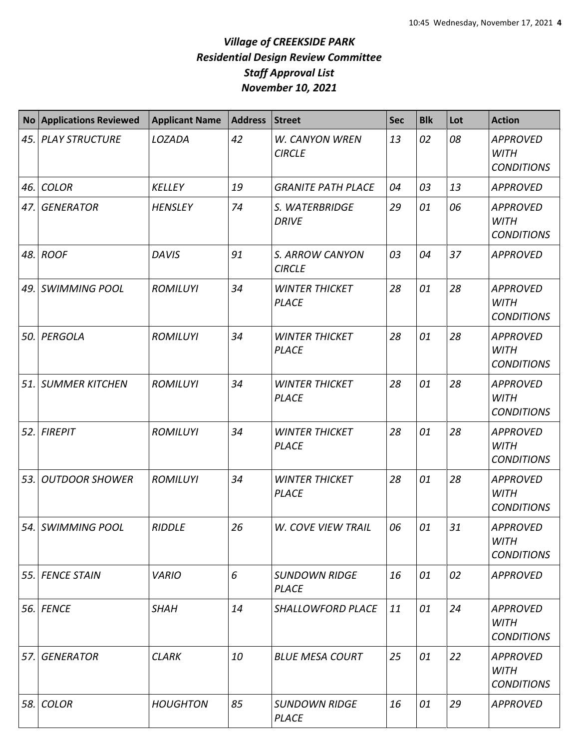# *Village of CREEKSIDE PARK*
## *Residential Design Review Committee*
### *Staff Approval List*
### *November 10, 2021*

| No | Applications Reviewed | Applicant Name | Address | Street | Sec | Blk | Lot | Action |
|---|---|---|---|---|---|---|---|---|
| *45.* | *PLAY STRUCTURE* | *LOZADA* | *42* | *W. CANYON WREN CIRCLE* | *13* | *02* | *08* | *APPROVED WITH CONDITIONS* |
| *46.* | *COLOR* | *KELLEY* | *19* | *GRANITE PATH PLACE* | *04* | *03* | *13* | *APPROVED* |
| *47.* | *GENERATOR* | *HENSLEY* | *74* | *S. WATERBRIDGE DRIVE* | *29* | *01* | *06* | *APPROVED WITH CONDITIONS* |
| *48.* | *ROOF* | *DAVIS* | *91* | *S. ARROW CANYON CIRCLE* | *03* | *04* | *37* | *APPROVED* |
| *49.* | *SWIMMING POOL* | *ROMILUYI* | *34* | *WINTER THICKET PLACE* | *28* | *01* | *28* | *APPROVED WITH CONDITIONS* |
| *50.* | *PERGOLA* | *ROMILUYI* | *34* | *WINTER THICKET PLACE* | *28* | *01* | *28* | *APPROVED WITH CONDITIONS* |
| *51.* | *SUMMER KITCHEN* | *ROMILUYI* | *34* | *WINTER THICKET PLACE* | *28* | *01* | *28* | *APPROVED WITH CONDITIONS* |
| *52.* | *FIREPIT* | *ROMILUYI* | *34* | *WINTER THICKET PLACE* | *28* | *01* | *28* | *APPROVED WITH CONDITIONS* |
| *53.* | *OUTDOOR SHOWER* | *ROMILUYI* | *34* | *WINTER THICKET PLACE* | *28* | *01* | *28* | *APPROVED WITH CONDITIONS* |
| *54.* | *SWIMMING POOL* | *RIDDLE* | *26* | *W. COVE VIEW TRAIL* | *06* | *01* | *31* | *APPROVED WITH CONDITIONS* |
| *55.* | *FENCE STAIN* | *VARIO* | *6* | *SUNDOWN RIDGE PLACE* | *16* | *01* | *02* | *APPROVED* |
| *56.* | *FENCE* | *SHAH* | *14* | *SHALLOWFORD PLACE* | *11* | *01* | *24* | *APPROVED WITH CONDITIONS* |
| *57.* | *GENERATOR* | *CLARK* | *10* | *BLUE MESA COURT* | *25* | *01* | *22* | *APPROVED WITH CONDITIONS* |
| *58.* | *COLOR* | *HOUGHTON* | *85* | *SUNDOWN RIDGE PLACE* | *16* | *01* | *29* | *APPROVED* |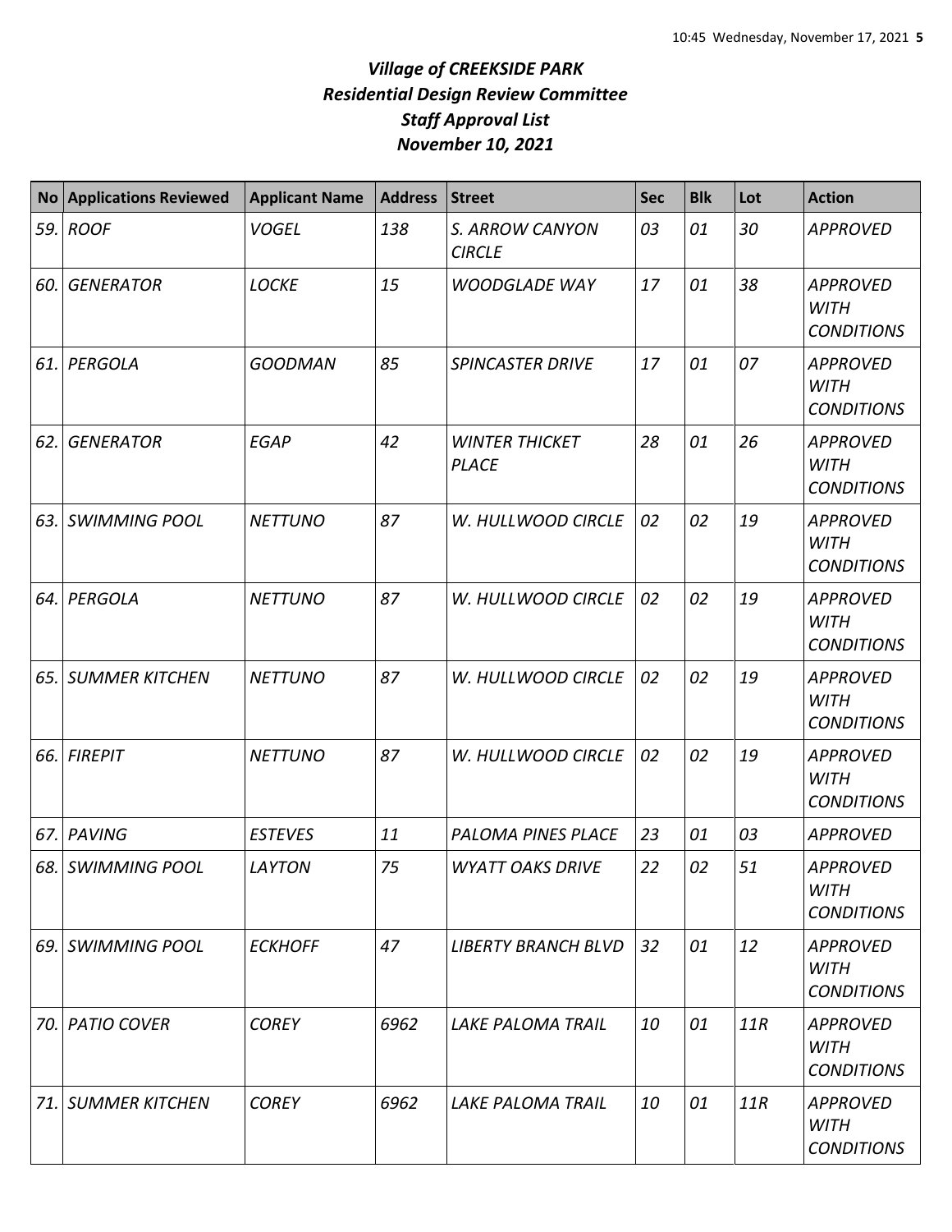# *Village of CREEKSIDE PARK*
## *Residential Design Review Committee*
## *Staff Approval List*
## *November 10, 2021*

| No | Applications Reviewed | Applicant Name | Address | Street | Sec | Blk | Lot | Action |
|---|---|---|---|---|---|---|---|---|
| *59.* | *ROOF* | *VOGEL* | *138* | *S. ARROW CANYON CIRCLE* | *03* | *01* | *30* | *APPROVED* |
| *60.* | *GENERATOR* | *LOCKE* | *15* | *WOODGLADE WAY* | *17* | *01* | *38* | *APPROVED WITH CONDITIONS* |
| *61.* | *PERGOLA* | *GOODMAN* | *85* | *SPINCASTER DRIVE* | *17* | *01* | *07* | *APPROVED WITH CONDITIONS* |
| *62.* | *GENERATOR* | *EGAP* | *42* | *WINTER THICKET PLACE* | *28* | *01* | *26* | *APPROVED WITH CONDITIONS* |
| *63.* | *SWIMMING POOL* | *NETTUNO* | *87* | *W. HULLWOOD CIRCLE* | *02* | *02* | *19* | *APPROVED WITH CONDITIONS* |
| *64.* | *PERGOLA* | *NETTUNO* | *87* | *W. HULLWOOD CIRCLE* | *02* | *02* | *19* | *APPROVED WITH CONDITIONS* |
| *65.* | *SUMMER KITCHEN* | *NETTUNO* | *87* | *W. HULLWOOD CIRCLE* | *02* | *02* | *19* | *APPROVED WITH CONDITIONS* |
| *66.* | *FIREPIT* | *NETTUNO* | *87* | *W. HULLWOOD CIRCLE* | *02* | *02* | *19* | *APPROVED WITH CONDITIONS* |
| *67.* | *PAVING* | *ESTEVES* | *11* | *PALOMA PINES PLACE* | *23* | *01* | *03* | *APPROVED* |
| *68.* | *SWIMMING POOL* | *LAYTON* | *75* | *WYATT OAKS DRIVE* | *22* | *02* | *51* | *APPROVED WITH CONDITIONS* |
| *69.* | *SWIMMING POOL* | *ECKHOFF* | *47* | *LIBERTY BRANCH BLVD* | *32* | *01* | *12* | *APPROVED WITH CONDITIONS* |
| *70.* | *PATIO COVER* | *COREY* | *6962* | *LAKE PALOMA TRAIL* | *10* | *01* | *11R* | *APPROVED WITH CONDITIONS* |
| *71.* | *SUMMER KITCHEN* | *COREY* | *6962* | *LAKE PALOMA TRAIL* | *10* | *01* | *11R* | *APPROVED WITH CONDITIONS* |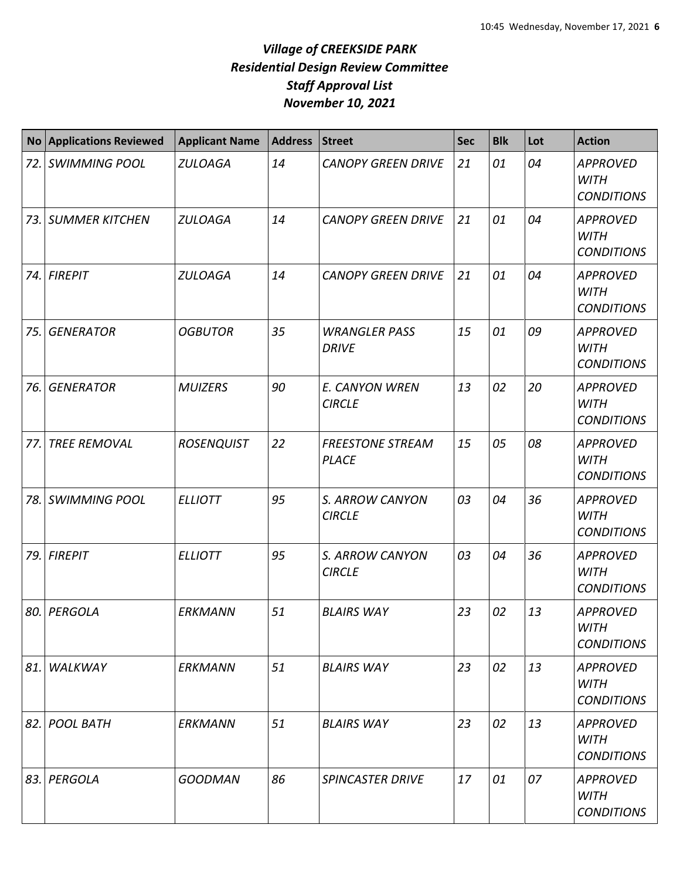# *Village of CREEKSIDE PARK*
## *Residential Design Review Committee*
## *Staff Approval List*
## *November 10, 2021*

| No | Applications Reviewed | Applicant Name | Address | Street | Sec | Blk | Lot | Action |
|---|---|---|---|---|---|---|---|---|
| *72.* | *SWIMMING POOL* | *ZULOAGA* | *14* | *CANOPY GREEN DRIVE* | *21* | *01* | *04* | *APPROVED WITH CONDITIONS* |
| *73.* | *SUMMER KITCHEN* | *ZULOAGA* | *14* | *CANOPY GREEN DRIVE* | *21* | *01* | *04* | *APPROVED WITH CONDITIONS* |
| *74.* | *FIREPIT* | *ZULOAGA* | *14* | *CANOPY GREEN DRIVE* | *21* | *01* | *04* | *APPROVED WITH CONDITIONS* |
| *75.* | *GENERATOR* | *OGBUTOR* | *35* | *WRANGLER PASS DRIVE* | *15* | *01* | *09* | *APPROVED WITH CONDITIONS* |
| *76.* | *GENERATOR* | *MUIZERS* | *90* | *E. CANYON WREN CIRCLE* | *13* | *02* | *20* | *APPROVED WITH CONDITIONS* |
| *77.* | *TREE REMOVAL* | *ROSENQUIST* | *22* | *FREESTONE STREAM PLACE* | *15* | *05* | *08* | *APPROVED WITH CONDITIONS* |
| *78.* | *SWIMMING POOL* | *ELLIOTT* | *95* | *S. ARROW CANYON CIRCLE* | *03* | *04* | *36* | *APPROVED WITH CONDITIONS* |
| *79.* | *FIREPIT* | *ELLIOTT* | *95* | *S. ARROW CANYON CIRCLE* | *03* | *04* | *36* | *APPROVED WITH CONDITIONS* |
| *80.* | *PERGOLA* | *ERKMANN* | *51* | *BLAIRS WAY* | *23* | *02* | *13* | *APPROVED WITH CONDITIONS* |
| *81.* | *WALKWAY* | *ERKMANN* | *51* | *BLAIRS WAY* | *23* | *02* | *13* | *APPROVED WITH CONDITIONS* |
| *82.* | *POOL BATH* | *ERKMANN* | *51* | *BLAIRS WAY* | *23* | *02* | *13* | *APPROVED WITH CONDITIONS* |
| *83.* | *PERGOLA* | *GOODMAN* | *86* | *SPINCASTER DRIVE* | *17* | *01* | *07* | *APPROVED WITH CONDITIONS* |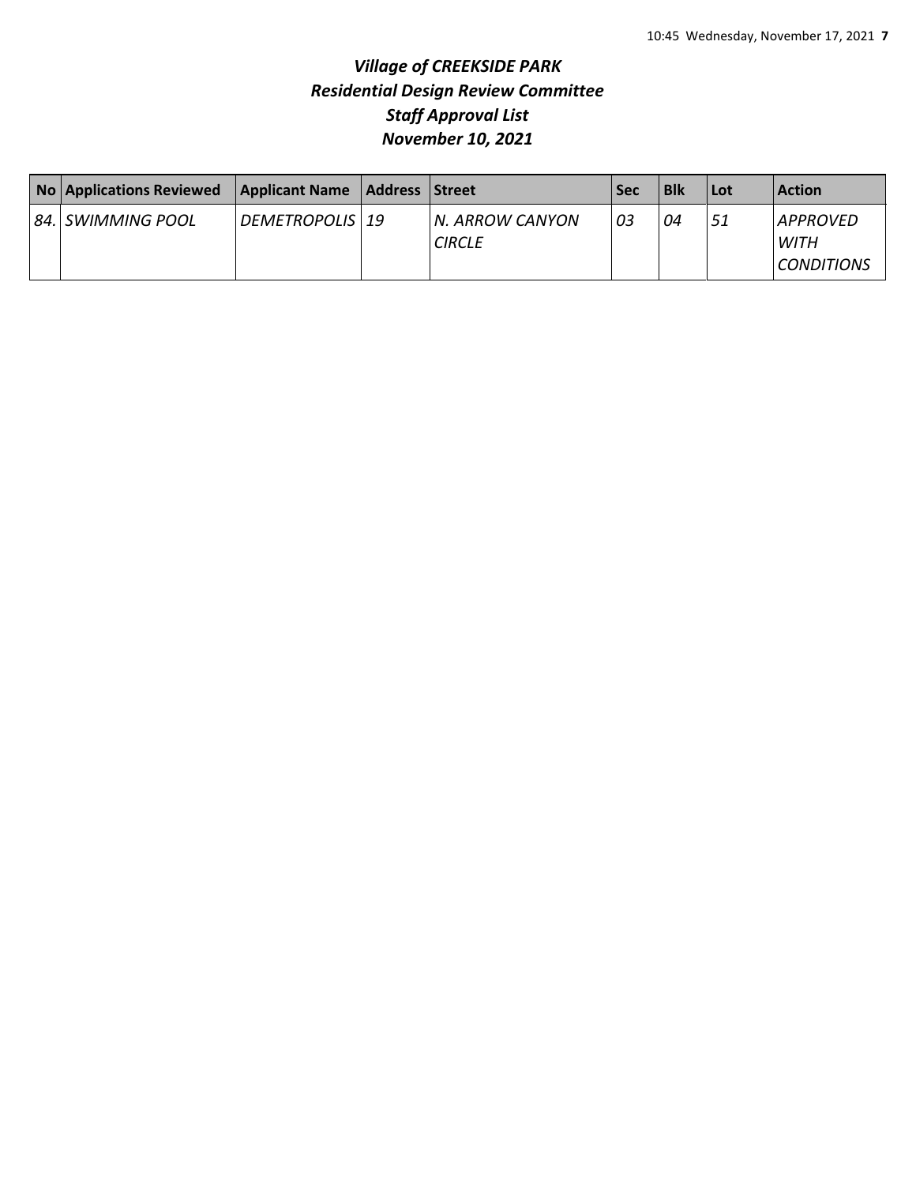# *Village of CREEKSIDE PARK*
## *Residential Design Review Committee*
## *Staff Approval List*
## *November 10, 2021*

| No | Applications Reviewed | Applicant Name | Address | Street | Sec | Blk | Lot | Action |
|---|---|---|---|---|---|---|---|---|
| *84.* | *SWIMMING POOL* | *DEMETROPOLIS* | *19* | *N. ARROW CANYON CIRCLE* | *03* | *04* | *51* | *APPROVED WITH CONDITIONS* |